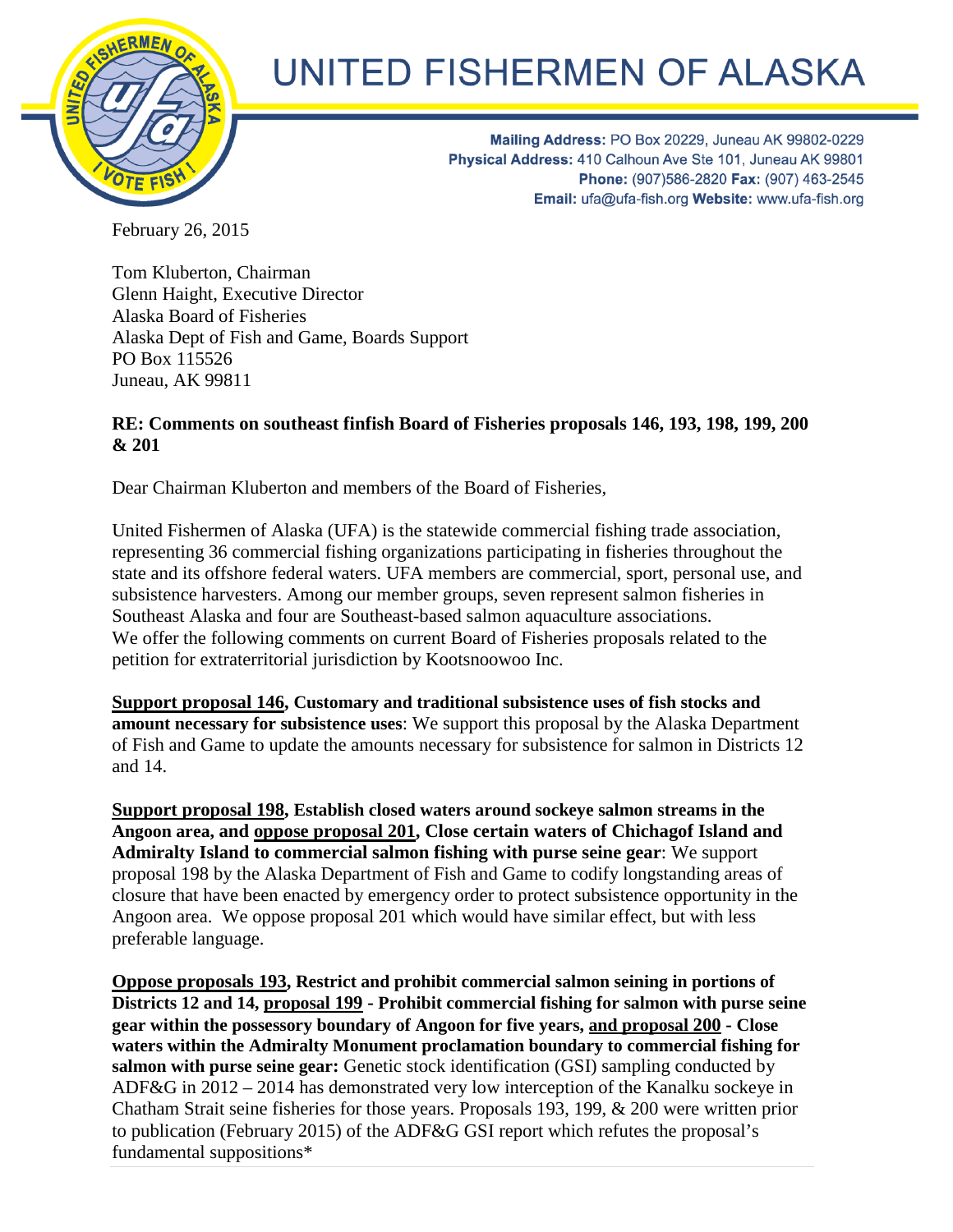# UNITED FISHERMEN OF ALASKA

**Mailing Address:** PO Box 20229, Juneau AK 99802-0229
**Physical Address:** 410 Calhoun Ave Ste 101, Juneau AK 99801
**Phone:** (907)586-2820 **Fax:** (907) 463-2545
**Email:** ufa@ufa-fish.org **Website:** www.ufa-fish.org

February 26, 2015

Tom Kluberton, Chairman
Glenn Haight, Executive Director
Alaska Board of Fisheries
Alaska Dept of Fish and Game, Boards Support
PO Box 115526
Juneau, AK 99811

**RE: Comments on southeast finfish Board of Fisheries proposals 146, 193, 198, 199, 200 & 201**

Dear Chairman Kluberton and members of the Board of Fisheries,

United Fishermen of Alaska (UFA) is the statewide commercial fishing trade association, representing 36 commercial fishing organizations participating in fisheries throughout the state and its offshore federal waters. UFA members are commercial, sport, personal use, and subsistence harvesters. Among our member groups, seven represent salmon fisheries in Southeast Alaska and four are Southeast-based salmon aquaculture associations.
We offer the following comments on current Board of Fisheries proposals related to the petition for extraterritorial jurisdiction by Kootsnoowoo Inc.

**<u>Support proposal 146</u>, Customary and traditional subsistence uses of fish stocks and amount necessary for subsistence uses**: We support this proposal by the Alaska Department of Fish and Game to update the amounts necessary for subsistence for salmon in Districts 12 and 14.

**<u>Support proposal 198</u>, Establish closed waters around sockeye salmon streams in the Angoon area, and <u>oppose proposal 201</u>, Close certain waters of Chichagof Island and Admiralty Island to commercial salmon fishing with purse seine gear**: We support proposal 198 by the Alaska Department of Fish and Game to codify longstanding areas of closure that have been enacted by emergency order to protect subsistence opportunity in the Angoon area. We oppose proposal 201 which would have similar effect, but with less preferable language.

**<u>Oppose proposals 193</u>, Restrict and prohibit commercial salmon seining in portions of Districts 12 and 14, <u>proposal 199</u> - Prohibit commercial fishing for salmon with purse seine gear within the possessory boundary of Angoon for five years, and <u>proposal 200</u> - Close waters within the Admiralty Monument proclamation boundary to commercial fishing for salmon with purse seine gear:** Genetic stock identification (GSI) sampling conducted by ADF&G in 2012 – 2014 has demonstrated very low interception of the Kanalku sockeye in Chatham Strait seine fisheries for those years. Proposals 193, 199, & 200 were written prior to publication (February 2015) of the ADF&G GSI report which refutes the proposal's fundamental suppositions*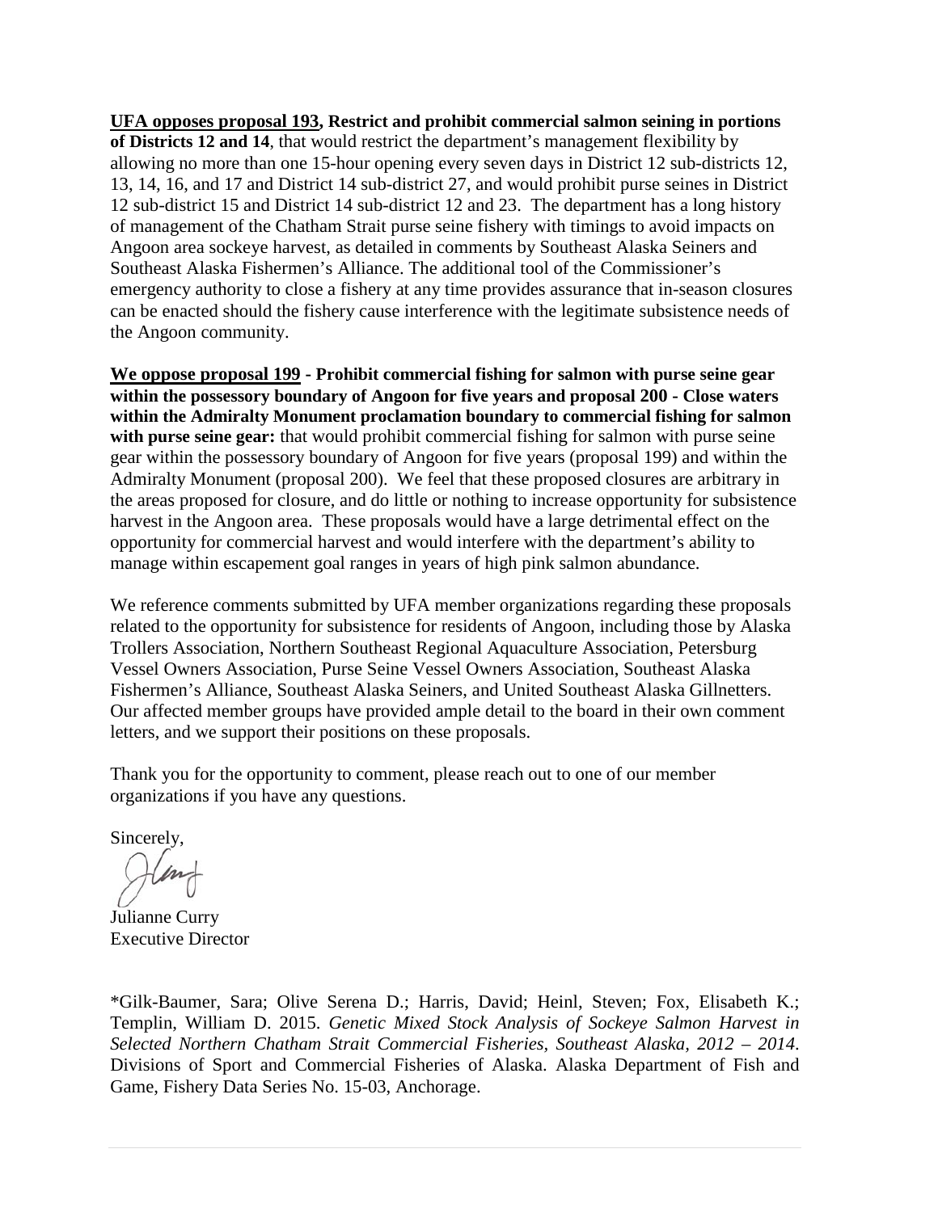**<u>UFA opposes proposal 193</u>, Restrict and prohibit commercial salmon seining in portions of Districts 12 and 14**, that would restrict the department's management flexibility by allowing no more than one 15-hour opening every seven days in District 12 sub-districts 12, 13, 14, 16, and 17 and District 14 sub-district 27, and would prohibit purse seines in District 12 sub-district 15 and District 14 sub-district 12 and 23. The department has a long history of management of the Chatham Strait purse seine fishery with timings to avoid impacts on Angoon area sockeye harvest, as detailed in comments by Southeast Alaska Seiners and Southeast Alaska Fishermen's Alliance. The additional tool of the Commissioner's emergency authority to close a fishery at any time provides assurance that in-season closures can be enacted should the fishery cause interference with the legitimate subsistence needs of the Angoon community.

**<u>We oppose proposal 199</u> - Prohibit commercial fishing for salmon with purse seine gear within the possessory boundary of Angoon for five years and proposal 200 - Close waters within the Admiralty Monument proclamation boundary to commercial fishing for salmon with purse seine gear:** that would prohibit commercial fishing for salmon with purse seine gear within the possessory boundary of Angoon for five years (proposal 199) and within the Admiralty Monument (proposal 200). We feel that these proposed closures are arbitrary in the areas proposed for closure, and do little or nothing to increase opportunity for subsistence harvest in the Angoon area. These proposals would have a large detrimental effect on the opportunity for commercial harvest and would interfere with the department's ability to manage within escapement goal ranges in years of high pink salmon abundance.

We reference comments submitted by UFA member organizations regarding these proposals related to the opportunity for subsistence for residents of Angoon, including those by Alaska Trollers Association, Northern Southeast Regional Aquaculture Association, Petersburg Vessel Owners Association, Purse Seine Vessel Owners Association, Southeast Alaska Fishermen's Alliance, Southeast Alaska Seiners, and United Southeast Alaska Gillnetters. Our affected member groups have provided ample detail to the board in their own comment letters, and we support their positions on these proposals.

Thank you for the opportunity to comment, please reach out to one of our member organizations if you have any questions.

Sincerely,

Julianne Curry
Executive Director

*Gilk-Baumer, Sara; Olive Serena D.; Harris, David; Heinl, Steven; Fox, Elisabeth K.; Templin, William D. 2015. *Genetic Mixed Stock Analysis of Sockeye Salmon Harvest in Selected Northern Chatham Strait Commercial Fisheries, Southeast Alaska, 2012 – 2014*. Divisions of Sport and Commercial Fisheries of Alaska. Alaska Department of Fish and Game, Fishery Data Series No. 15-03, Anchorage.